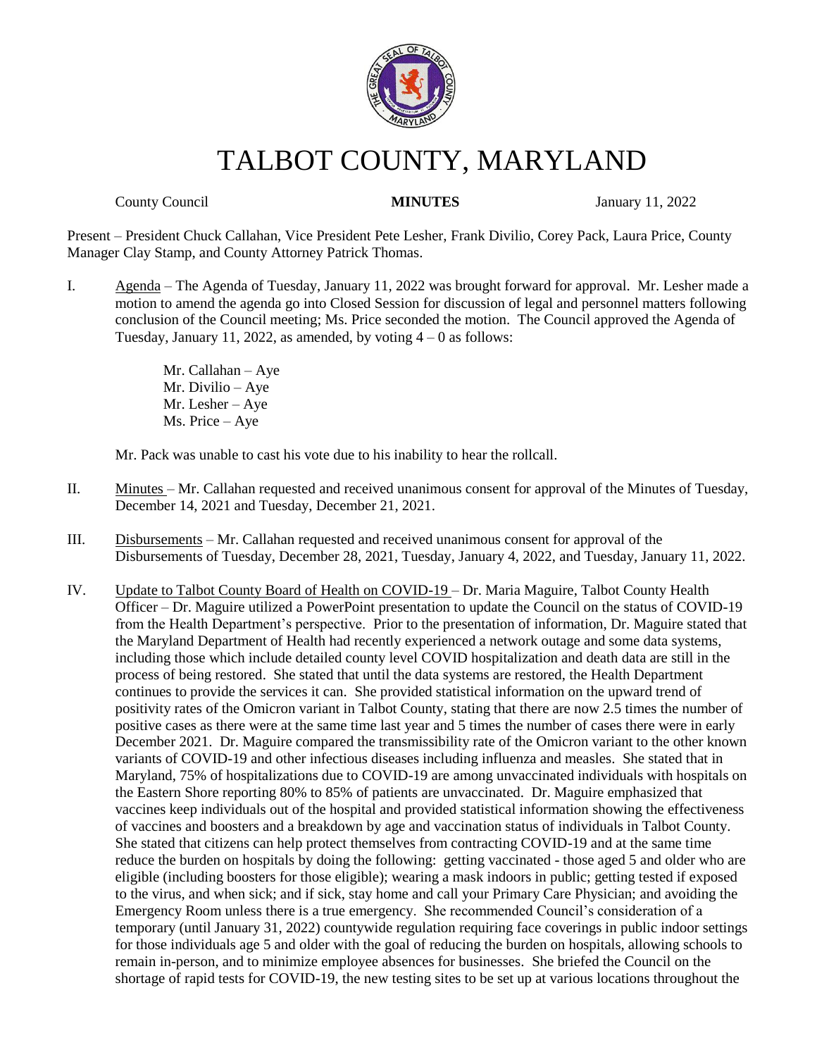# TALBOT COUNTY, MARYLAND

County Council **MINUTES** January 11, 2022

Present – President Chuck Callahan, Vice President Pete Lesher, Frank Divilio, Corey Pack, Laura Price, County Manager Clay Stamp, and County Attorney Patrick Thomas.

I. Agenda – The Agenda of Tuesday, January 11, 2022 was brought forward for approval. Mr. Lesher made a motion to amend the agenda go into Closed Session for discussion of legal and personnel matters following conclusion of the Council meeting; Ms. Price seconded the motion. The Council approved the Agenda of Tuesday, January 11, 2022, as amended, by voting 4 – 0 as follows:

Mr. Callahan – Aye
Mr. Divilio – Aye
Mr. Lesher – Aye
Ms. Price – Aye

Mr. Pack was unable to cast his vote due to his inability to hear the rollcall.

II. Minutes – Mr. Callahan requested and received unanimous consent for approval of the Minutes of Tuesday, December 14, 2021 and Tuesday, December 21, 2021.

III. Disbursements – Mr. Callahan requested and received unanimous consent for approval of the Disbursements of Tuesday, December 28, 2021, Tuesday, January 4, 2022, and Tuesday, January 11, 2022.

IV. Update to Talbot County Board of Health on COVID-19 – Dr. Maria Maguire, Talbot County Health Officer – Dr. Maguire utilized a PowerPoint presentation to update the Council on the status of COVID-19 from the Health Department's perspective. Prior to the presentation of information, Dr. Maguire stated that the Maryland Department of Health had recently experienced a network outage and some data systems, including those which include detailed county level COVID hospitalization and death data are still in the process of being restored. She stated that until the data systems are restored, the Health Department continues to provide the services it can. She provided statistical information on the upward trend of positivity rates of the Omicron variant in Talbot County, stating that there are now 2.5 times the number of positive cases as there were at the same time last year and 5 times the number of cases there were in early December 2021. Dr. Maguire compared the transmissibility rate of the Omicron variant to the other known variants of COVID-19 and other infectious diseases including influenza and measles. She stated that in Maryland, 75% of hospitalizations due to COVID-19 are among unvaccinated individuals with hospitals on the Eastern Shore reporting 80% to 85% of patients are unvaccinated. Dr. Maguire emphasized that vaccines keep individuals out of the hospital and provided statistical information showing the effectiveness of vaccines and boosters and a breakdown by age and vaccination status of individuals in Talbot County. She stated that citizens can help protect themselves from contracting COVID-19 and at the same time reduce the burden on hospitals by doing the following: getting vaccinated - those aged 5 and older who are eligible (including boosters for those eligible); wearing a mask indoors in public; getting tested if exposed to the virus, and when sick; and if sick, stay home and call your Primary Care Physician; and avoiding the Emergency Room unless there is a true emergency. She recommended Council's consideration of a temporary (until January 31, 2022) countywide regulation requiring face coverings in public indoor settings for those individuals age 5 and older with the goal of reducing the burden on hospitals, allowing schools to remain in-person, and to minimize employee absences for businesses. She briefed the Council on the shortage of rapid tests for COVID-19, the new testing sites to be set up at various locations throughout the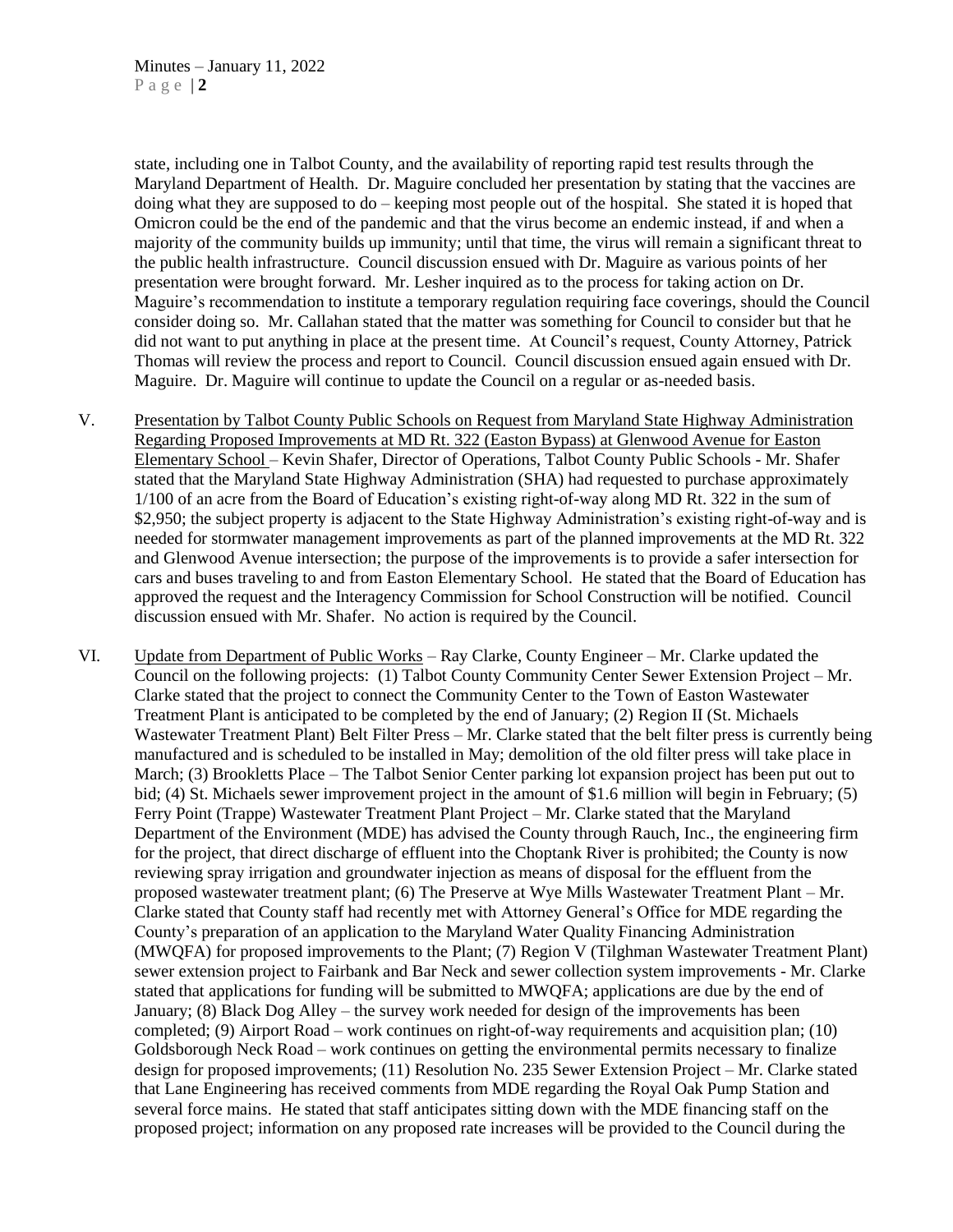state, including one in Talbot County, and the availability of reporting rapid test results through the Maryland Department of Health. Dr. Maguire concluded her presentation by stating that the vaccines are doing what they are supposed to do – keeping most people out of the hospital. She stated it is hoped that Omicron could be the end of the pandemic and that the virus become an endemic instead, if and when a majority of the community builds up immunity; until that time, the virus will remain a significant threat to the public health infrastructure. Council discussion ensued with Dr. Maguire as various points of her presentation were brought forward. Mr. Lesher inquired as to the process for taking action on Dr. Maguire's recommendation to institute a temporary regulation requiring face coverings, should the Council consider doing so. Mr. Callahan stated that the matter was something for Council to consider but that he did not want to put anything in place at the present time. At Council's request, County Attorney, Patrick Thomas will review the process and report to Council. Council discussion ensued again ensued with Dr. Maguire. Dr. Maguire will continue to update the Council on a regular or as-needed basis.

V. <u>Presentation by Talbot County Public Schools on Request from Maryland State Highway Administration Regarding Proposed Improvements at MD Rt. 322 (Easton Bypass) at Glenwood Avenue for Easton Elementary School</u> – Kevin Shafer, Director of Operations, Talbot County Public Schools - Mr. Shafer stated that the Maryland State Highway Administration (SHA) had requested to purchase approximately 1/100 of an acre from the Board of Education's existing right-of-way along MD Rt. 322 in the sum of $2,950; the subject property is adjacent to the State Highway Administration's existing right-of-way and is needed for stormwater management improvements as part of the planned improvements at the MD Rt. 322 and Glenwood Avenue intersection; the purpose of the improvements is to provide a safer intersection for cars and buses traveling to and from Easton Elementary School. He stated that the Board of Education has approved the request and the Interagency Commission for School Construction will be notified. Council discussion ensued with Mr. Shafer. No action is required by the Council.

VI. <u>Update from Department of Public Works</u> – Ray Clarke, County Engineer – Mr. Clarke updated the Council on the following projects: (1) Talbot County Community Center Sewer Extension Project – Mr. Clarke stated that the project to connect the Community Center to the Town of Easton Wastewater Treatment Plant is anticipated to be completed by the end of January; (2) Region II (St. Michaels Wastewater Treatment Plant) Belt Filter Press – Mr. Clarke stated that the belt filter press is currently being manufactured and is scheduled to be installed in May; demolition of the old filter press will take place in March; (3) Brookletts Place – The Talbot Senior Center parking lot expansion project has been put out to bid; (4) St. Michaels sewer improvement project in the amount of $1.6 million will begin in February; (5) Ferry Point (Trappe) Wastewater Treatment Plant Project – Mr. Clarke stated that the Maryland Department of the Environment (MDE) has advised the County through Rauch, Inc., the engineering firm for the project, that direct discharge of effluent into the Choptank River is prohibited; the County is now reviewing spray irrigation and groundwater injection as means of disposal for the effluent from the proposed wastewater treatment plant; (6) The Preserve at Wye Mills Wastewater Treatment Plant – Mr. Clarke stated that County staff had recently met with Attorney General's Office for MDE regarding the County's preparation of an application to the Maryland Water Quality Financing Administration (MWQFA) for proposed improvements to the Plant; (7) Region V (Tilghman Wastewater Treatment Plant) sewer extension project to Fairbank and Bar Neck and sewer collection system improvements - Mr. Clarke stated that applications for funding will be submitted to MWQFA; applications are due by the end of January; (8) Black Dog Alley – the survey work needed for design of the improvements has been completed; (9) Airport Road – work continues on right-of-way requirements and acquisition plan; (10) Goldsborough Neck Road – work continues on getting the environmental permits necessary to finalize design for proposed improvements; (11) Resolution No. 235 Sewer Extension Project – Mr. Clarke stated that Lane Engineering has received comments from MDE regarding the Royal Oak Pump Station and several force mains. He stated that staff anticipates sitting down with the MDE financing staff on the proposed project; information on any proposed rate increases will be provided to the Council during the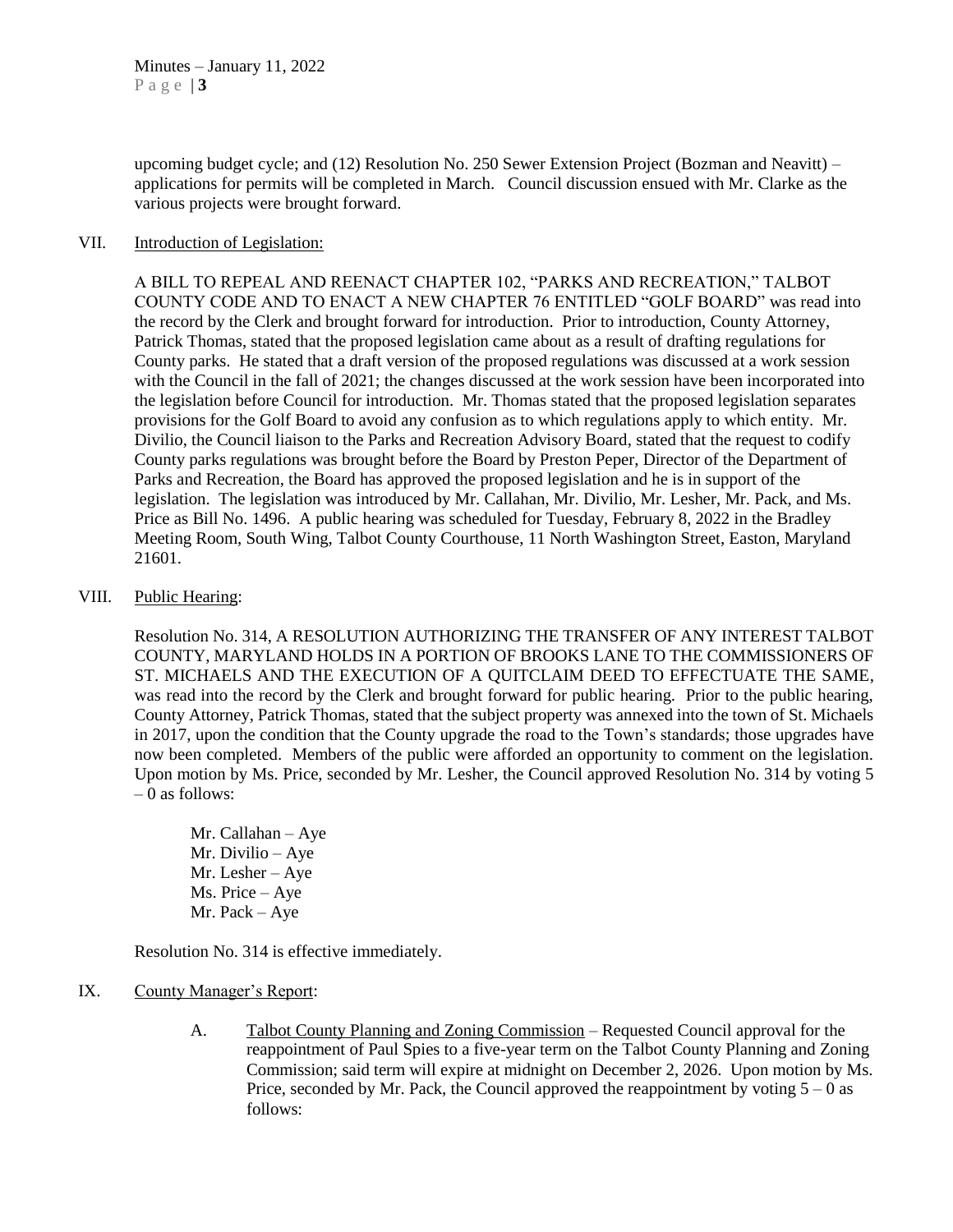upcoming budget cycle; and (12) Resolution No. 250 Sewer Extension Project (Bozman and Neavitt) – applications for permits will be completed in March. Council discussion ensued with Mr. Clarke as the various projects were brought forward.

VII. Introduction of Legislation:

A BILL TO REPEAL AND REENACT CHAPTER 102, "PARKS AND RECREATION," TALBOT COUNTY CODE AND TO ENACT A NEW CHAPTER 76 ENTITLED "GOLF BOARD" was read into the record by the Clerk and brought forward for introduction. Prior to introduction, County Attorney, Patrick Thomas, stated that the proposed legislation came about as a result of drafting regulations for County parks. He stated that a draft version of the proposed regulations was discussed at a work session with the Council in the fall of 2021; the changes discussed at the work session have been incorporated into the legislation before Council for introduction. Mr. Thomas stated that the proposed legislation separates provisions for the Golf Board to avoid any confusion as to which regulations apply to which entity. Mr. Divilio, the Council liaison to the Parks and Recreation Advisory Board, stated that the request to codify County parks regulations was brought before the Board by Preston Peper, Director of the Department of Parks and Recreation, the Board has approved the proposed legislation and he is in support of the legislation. The legislation was introduced by Mr. Callahan, Mr. Divilio, Mr. Lesher, Mr. Pack, and Ms. Price as Bill No. 1496. A public hearing was scheduled for Tuesday, February 8, 2022 in the Bradley Meeting Room, South Wing, Talbot County Courthouse, 11 North Washington Street, Easton, Maryland 21601.

VIII. Public Hearing:

Resolution No. 314, A RESOLUTION AUTHORIZING THE TRANSFER OF ANY INTEREST TALBOT COUNTY, MARYLAND HOLDS IN A PORTION OF BROOKS LANE TO THE COMMISSIONERS OF ST. MICHAELS AND THE EXECUTION OF A QUITCLAIM DEED TO EFFECTUATE THE SAME, was read into the record by the Clerk and brought forward for public hearing. Prior to the public hearing, County Attorney, Patrick Thomas, stated that the subject property was annexed into the town of St. Michaels in 2017, upon the condition that the County upgrade the road to the Town's standards; those upgrades have now been completed. Members of the public were afforded an opportunity to comment on the legislation. Upon motion by Ms. Price, seconded by Mr. Lesher, the Council approved Resolution No. 314 by voting 5 – 0 as follows:

Mr. Callahan – Aye
Mr. Divilio – Aye
Mr. Lesher – Aye
Ms. Price – Aye
Mr. Pack – Aye

Resolution No. 314 is effective immediately.

IX. County Manager's Report:

A. Talbot County Planning and Zoning Commission – Requested Council approval for the reappointment of Paul Spies to a five-year term on the Talbot County Planning and Zoning Commission; said term will expire at midnight on December 2, 2026. Upon motion by Ms. Price, seconded by Mr. Pack, the Council approved the reappointment by voting 5 – 0 as follows: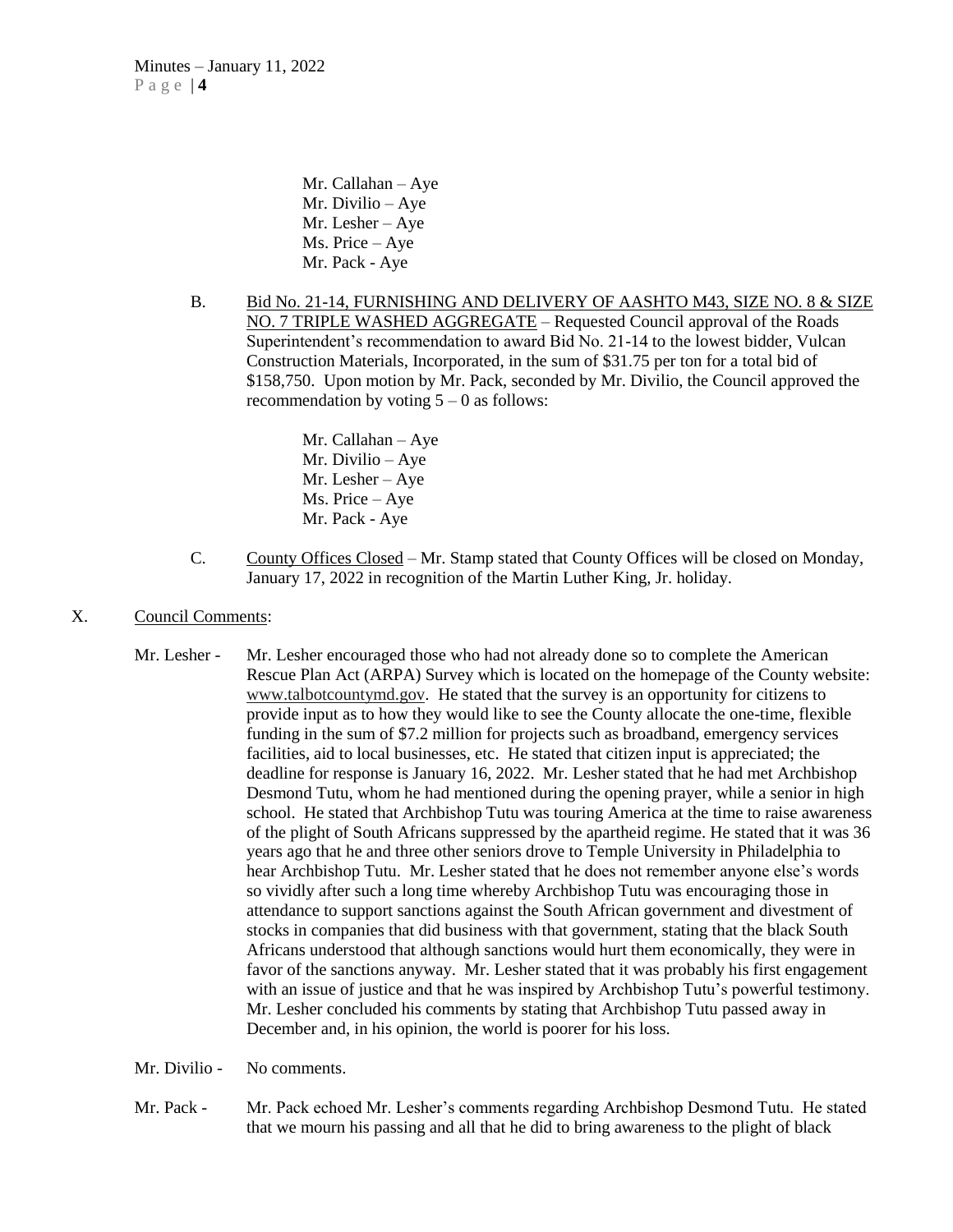Mr. Callahan – Aye
Mr. Divilio – Aye
Mr. Lesher – Aye
Ms. Price – Aye
Mr. Pack - Aye

B. Bid No. 21-14, FURNISHING AND DELIVERY OF AASHTO M43, SIZE NO. 8 & SIZE NO. 7 TRIPLE WASHED AGGREGATE – Requested Council approval of the Roads Superintendent's recommendation to award Bid No. 21-14 to the lowest bidder, Vulcan Construction Materials, Incorporated, in the sum of $31.75 per ton for a total bid of $158,750. Upon motion by Mr. Pack, seconded by Mr. Divilio, the Council approved the recommendation by voting 5 – 0 as follows:

Mr. Callahan – Aye
Mr. Divilio – Aye
Mr. Lesher – Aye
Ms. Price – Aye
Mr. Pack - Aye

C. County Offices Closed – Mr. Stamp stated that County Offices will be closed on Monday, January 17, 2022 in recognition of the Martin Luther King, Jr. holiday.

## X. Council Comments:

Mr. Lesher - Mr. Lesher encouraged those who had not already done so to complete the American Rescue Plan Act (ARPA) Survey which is located on the homepage of the County website: www.talbotcountymd.gov. He stated that the survey is an opportunity for citizens to provide input as to how they would like to see the County allocate the one-time, flexible funding in the sum of $7.2 million for projects such as broadband, emergency services facilities, aid to local businesses, etc. He stated that citizen input is appreciated; the deadline for response is January 16, 2022. Mr. Lesher stated that he had met Archbishop Desmond Tutu, whom he had mentioned during the opening prayer, while a senior in high school. He stated that Archbishop Tutu was touring America at the time to raise awareness of the plight of South Africans suppressed by the apartheid regime. He stated that it was 36 years ago that he and three other seniors drove to Temple University in Philadelphia to hear Archbishop Tutu. Mr. Lesher stated that he does not remember anyone else's words so vividly after such a long time whereby Archbishop Tutu was encouraging those in attendance to support sanctions against the South African government and divestment of stocks in companies that did business with that government, stating that the black South Africans understood that although sanctions would hurt them economically, they were in favor of the sanctions anyway. Mr. Lesher stated that it was probably his first engagement with an issue of justice and that he was inspired by Archbishop Tutu's powerful testimony. Mr. Lesher concluded his comments by stating that Archbishop Tutu passed away in December and, in his opinion, the world is poorer for his loss.

Mr. Divilio - No comments.

Mr. Pack - Mr. Pack echoed Mr. Lesher's comments regarding Archbishop Desmond Tutu. He stated that we mourn his passing and all that he did to bring awareness to the plight of black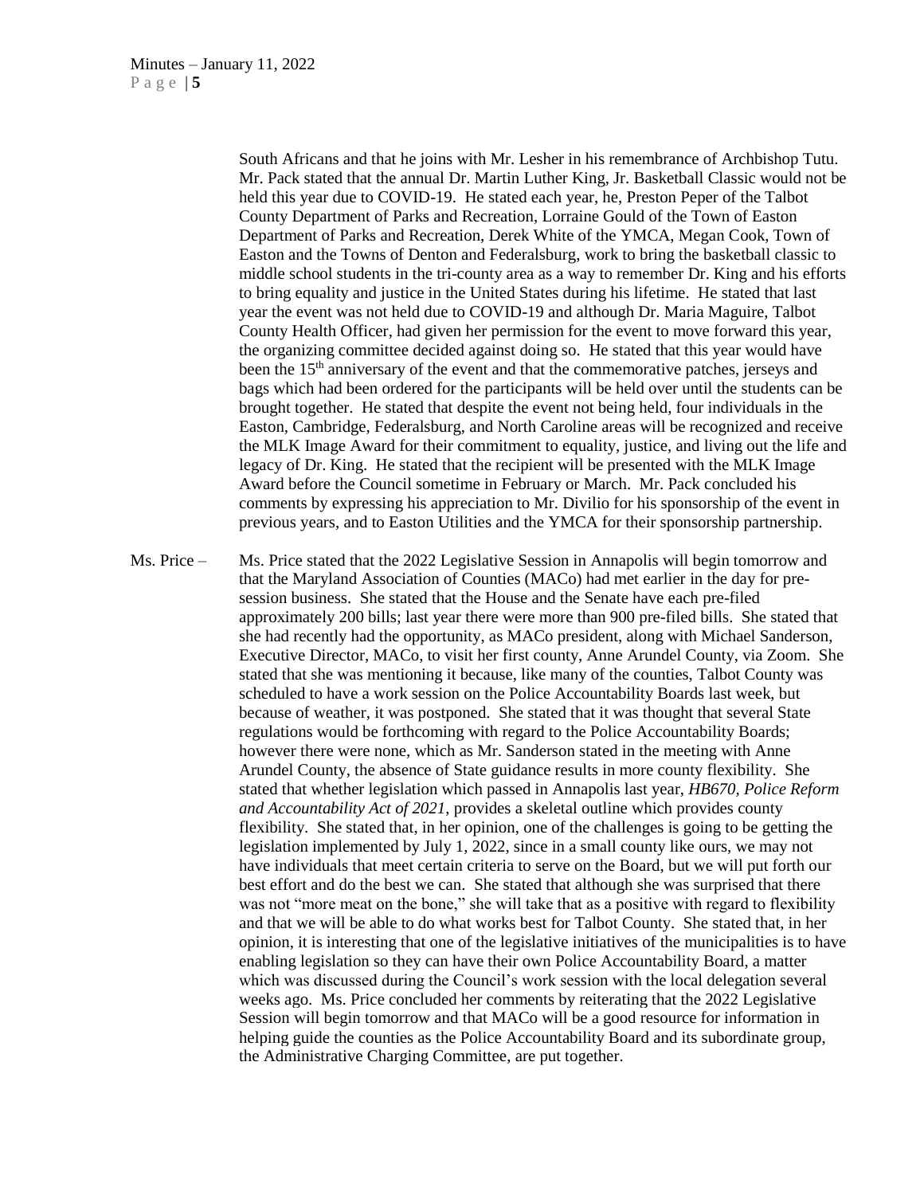South Africans and that he joins with Mr. Lesher in his remembrance of Archbishop Tutu. Mr. Pack stated that the annual Dr. Martin Luther King, Jr. Basketball Classic would not be held this year due to COVID-19. He stated each year, he, Preston Peper of the Talbot County Department of Parks and Recreation, Lorraine Gould of the Town of Easton Department of Parks and Recreation, Derek White of the YMCA, Megan Cook, Town of Easton and the Towns of Denton and Federalsburg, work to bring the basketball classic to middle school students in the tri-county area as a way to remember Dr. King and his efforts to bring equality and justice in the United States during his lifetime. He stated that last year the event was not held due to COVID-19 and although Dr. Maria Maguire, Talbot County Health Officer, had given her permission for the event to move forward this year, the organizing committee decided against doing so. He stated that this year would have been the 15th anniversary of the event and that the commemorative patches, jerseys and bags which had been ordered for the participants will be held over until the students can be brought together. He stated that despite the event not being held, four individuals in the Easton, Cambridge, Federalsburg, and North Caroline areas will be recognized and receive the MLK Image Award for their commitment to equality, justice, and living out the life and legacy of Dr. King. He stated that the recipient will be presented with the MLK Image Award before the Council sometime in February or March. Mr. Pack concluded his comments by expressing his appreciation to Mr. Divilio for his sponsorship of the event in previous years, and to Easton Utilities and the YMCA for their sponsorship partnership.

Ms. Price – Ms. Price stated that the 2022 Legislative Session in Annapolis will begin tomorrow and that the Maryland Association of Counties (MACo) had met earlier in the day for pre-session business. She stated that the House and the Senate have each pre-filed approximately 200 bills; last year there were more than 900 pre-filed bills. She stated that she had recently had the opportunity, as MACo president, along with Michael Sanderson, Executive Director, MACo, to visit her first county, Anne Arundel County, via Zoom. She stated that she was mentioning it because, like many of the counties, Talbot County was scheduled to have a work session on the Police Accountability Boards last week, but because of weather, it was postponed. She stated that it was thought that several State regulations would be forthcoming with regard to the Police Accountability Boards; however there were none, which as Mr. Sanderson stated in the meeting with Anne Arundel County, the absence of State guidance results in more county flexibility. She stated that whether legislation which passed in Annapolis last year, *HB670, Police Reform and Accountability Act of 2021*, provides a skeletal outline which provides county flexibility. She stated that, in her opinion, one of the challenges is going to be getting the legislation implemented by July 1, 2022, since in a small county like ours, we may not have individuals that meet certain criteria to serve on the Board, but we will put forth our best effort and do the best we can. She stated that although she was surprised that there was not "more meat on the bone," she will take that as a positive with regard to flexibility and that we will be able to do what works best for Talbot County. She stated that, in her opinion, it is interesting that one of the legislative initiatives of the municipalities is to have enabling legislation so they can have their own Police Accountability Board, a matter which was discussed during the Council's work session with the local delegation several weeks ago. Ms. Price concluded her comments by reiterating that the 2022 Legislative Session will begin tomorrow and that MACo will be a good resource for information in helping guide the counties as the Police Accountability Board and its subordinate group, the Administrative Charging Committee, are put together.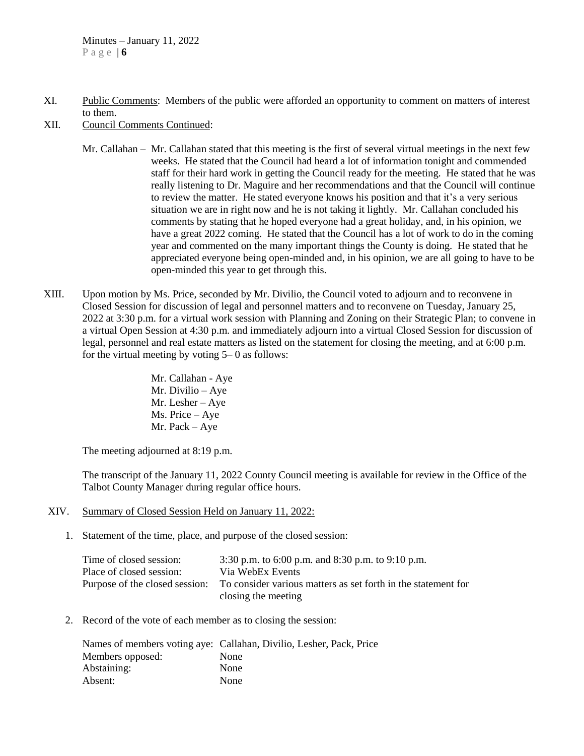XI. Public Comments: Members of the public were afforded an opportunity to comment on matters of interest to them.

XII. Council Comments Continued:

Mr. Callahan – Mr. Callahan stated that this meeting is the first of several virtual meetings in the next few weeks. He stated that the Council had heard a lot of information tonight and commended staff for their hard work in getting the Council ready for the meeting. He stated that he was really listening to Dr. Maguire and her recommendations and that the Council will continue to review the matter. He stated everyone knows his position and that it's a very serious situation we are in right now and he is not taking it lightly. Mr. Callahan concluded his comments by stating that he hoped everyone had a great holiday, and, in his opinion, we have a great 2022 coming. He stated that the Council has a lot of work to do in the coming year and commented on the many important things the County is doing. He stated that he appreciated everyone being open-minded and, in his opinion, we are all going to have to be open-minded this year to get through this.

XIII. Upon motion by Ms. Price, seconded by Mr. Divilio, the Council voted to adjourn and to reconvene in Closed Session for discussion of legal and personnel matters and to reconvene on Tuesday, January 25, 2022 at 3:30 p.m. for a virtual work session with Planning and Zoning on their Strategic Plan; to convene in a virtual Open Session at 4:30 p.m. and immediately adjourn into a virtual Closed Session for discussion of legal, personnel and real estate matters as listed on the statement for closing the meeting, and at 6:00 p.m. for the virtual meeting by voting 5– 0 as follows:

Mr. Callahan - Aye
Mr. Divilio – Aye
Mr. Lesher – Aye
Ms. Price – Aye
Mr. Pack – Aye

The meeting adjourned at 8:19 p.m.

The transcript of the January 11, 2022 County Council meeting is available for review in the Office of the Talbot County Manager during regular office hours.

XIV. Summary of Closed Session Held on January 11, 2022:

1. Statement of the time, place, and purpose of the closed session:

| | |
|---|---|
| Time of closed session: | 3:30 p.m. to 6:00 p.m. and 8:30 p.m. to 9:10 p.m. |
| Place of closed session: | Via WebEx Events |
| Purpose of the closed session: | To consider various matters as set forth in the statement for closing the meeting |

2. Record of the vote of each member as to closing the session:

| | |
|---|---|
| Names of members voting aye: | Callahan, Divilio, Lesher, Pack, Price |
| Members opposed: | None |
| Abstaining: | None |
| Absent: | None |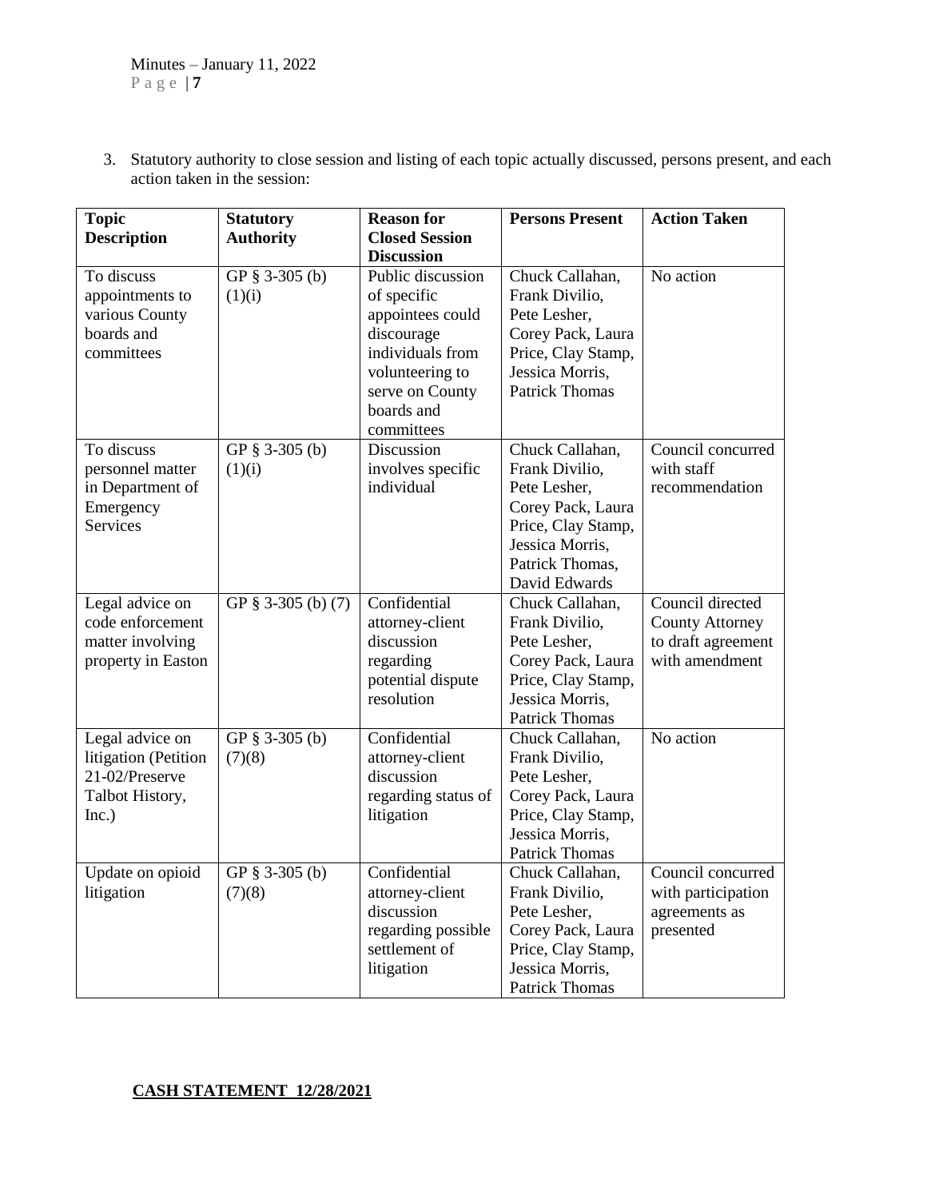3. Statutory authority to close session and listing of each topic actually discussed, persons present, and each action taken in the session:

| Topic Description | Statutory Authority | Reason for Closed Session Discussion | Persons Present | Action Taken |
|---|---|---|---|---|
| To discuss appointments to various County boards and committees | GP § 3-305 (b) (1)(i) | Public discussion of specific appointees could discourage individuals from volunteering to serve on County boards and committees | Chuck Callahan, Frank Divilio, Pete Lesher, Corey Pack, Laura Price, Clay Stamp, Jessica Morris, Patrick Thomas | No action |
| To discuss personnel matter in Department of Emergency Services | GP § 3-305 (b) (1)(i) | Discussion involves specific individual | Chuck Callahan, Frank Divilio, Pete Lesher, Corey Pack, Laura Price, Clay Stamp, Jessica Morris, Patrick Thomas, David Edwards | Council concurred with staff recommendation |
| Legal advice on code enforcement matter involving property in Easton | GP § 3-305 (b) (7) | Confidential attorney-client discussion regarding potential dispute resolution | Chuck Callahan, Frank Divilio, Pete Lesher, Corey Pack, Laura Price, Clay Stamp, Jessica Morris, Patrick Thomas | Council directed County Attorney to draft agreement with amendment |
| Legal advice on litigation (Petition 21-02/Preserve Talbot History, Inc.) | GP § 3-305 (b) (7)(8) | Confidential attorney-client discussion regarding status of litigation | Chuck Callahan, Frank Divilio, Pete Lesher, Corey Pack, Laura Price, Clay Stamp, Jessica Morris, Patrick Thomas | No action |
| Update on opioid litigation | GP § 3-305 (b) (7)(8) | Confidential attorney-client discussion regarding possible settlement of litigation | Chuck Callahan, Frank Divilio, Pete Lesher, Corey Pack, Laura Price, Clay Stamp, Jessica Morris, Patrick Thomas | Council concurred with participation agreements as presented |

**CASH STATEMENT 12/28/2021**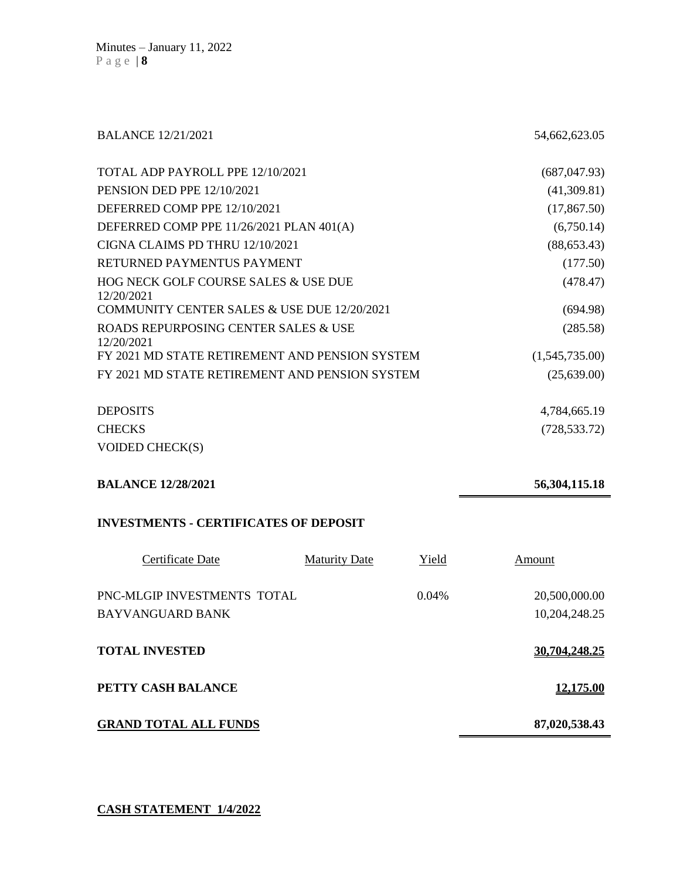| | |
|---|---|
| BALANCE 12/21/2021 | 54,662,623.05 |
| | |
| TOTAL ADP PAYROLL PPE 12/10/2021 | (687,047.93) |
| PENSION DED PPE 12/10/2021 | (41,309.81) |
| DEFERRED COMP PPE 12/10/2021 | (17,867.50) |
| DEFERRED COMP PPE 11/26/2021 PLAN 401(A) | (6,750.14) |
| CIGNA CLAIMS PD THRU 12/10/2021 | (88,653.43) |
| RETURNED PAYMENTUS PAYMENT | (177.50) |
| HOG NECK GOLF COURSE SALES & USE DUE 12/20/2021 | (478.47) |
| COMMUNITY CENTER SALES & USE DUE 12/20/2021 | (694.98) |
| ROADS REPURPOSING CENTER SALES & USE 12/20/2021 | (285.58) |
| FY 2021 MD STATE RETIREMENT AND PENSION SYSTEM | (1,545,735.00) |
| FY 2021 MD STATE RETIREMENT AND PENSION SYSTEM | (25,639.00) |
| | |
| DEPOSITS | 4,784,665.19 |
| CHECKS | (728,533.72) |
| VOIDED CHECK(S) | |
| | |
| **BALANCE 12/28/2021** | **56,304,115.18** |

**INVESTMENTS - CERTIFICATES OF DEPOSIT**

| Certificate Date | Maturity Date | Yield | Amount |
|---|---|---|---|
| PNC-MLGIP INVESTMENTS TOTAL | | 0.04% | 20,500,000.00 |
| BAYVANGUARD BANK | | | 10,204,248.25 |
| | | | |
| **TOTAL INVESTED** | | | **30,704,248.25** |
| | | | |
| **PETTY CASH BALANCE** | | | **12,175.00** |
| | | | |
| **GRAND TOTAL ALL FUNDS** | | | **87,020,538.43** |

**CASH STATEMENT 1/4/2022**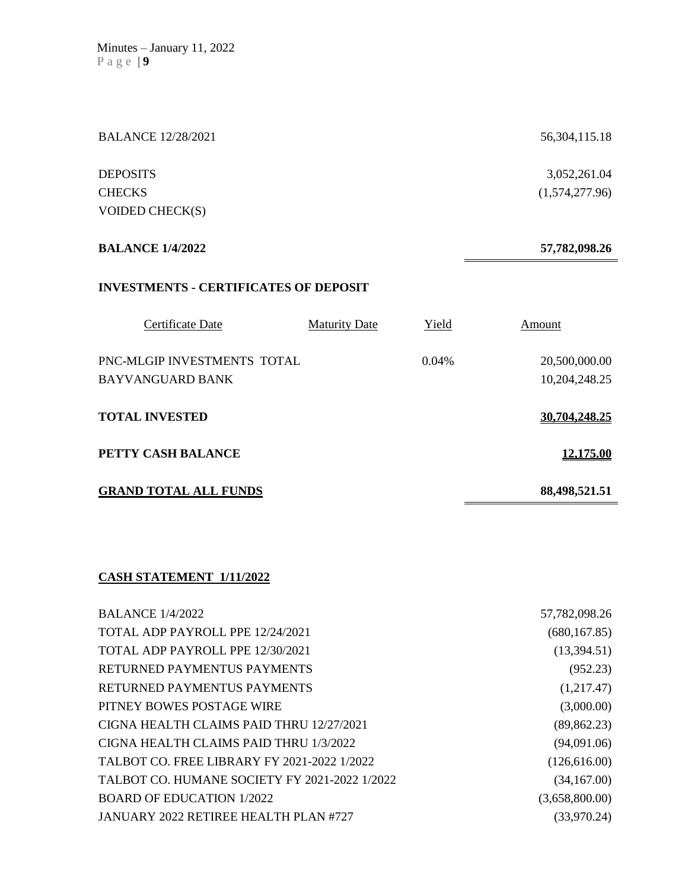| | |
|---|---|
| BALANCE 12/28/2021 | 56,304,115.18 |
| DEPOSITS | 3,052,261.04 |
| CHECKS | (1,574,277.96) |
| VOIDED CHECK(S) | |
| **BALANCE 1/4/2022** | **57,782,098.26** |

**INVESTMENTS - CERTIFICATES OF DEPOSIT**

| Certificate Date | Maturity Date | Yield | Amount |
|---|---|---|---|
| PNC-MLGIP INVESTMENTS TOTAL | | 0.04% | 20,500,000.00 |
| BAYVANGUARD BANK | | | 10,204,248.25 |
| **TOTAL INVESTED** | | | **30,704,248.25** |
| **PETTY CASH BALANCE** | | | **12,175.00** |
| **GRAND TOTAL ALL FUNDS** | | | **88,498,521.51** |

**CASH STATEMENT 1/11/2022**

| | |
|---|---|
| BALANCE 1/4/2022 | 57,782,098.26 |
| TOTAL ADP PAYROLL PPE 12/24/2021 | (680,167.85) |
| TOTAL ADP PAYROLL PPE 12/30/2021 | (13,394.51) |
| RETURNED PAYMENTUS PAYMENTS | (952.23) |
| RETURNED PAYMENTUS PAYMENTS | (1,217.47) |
| PITNEY BOWES POSTAGE WIRE | (3,000.00) |
| CIGNA HEALTH CLAIMS PAID THRU 12/27/2021 | (89,862.23) |
| CIGNA HEALTH CLAIMS PAID THRU 1/3/2022 | (94,091.06) |
| TALBOT CO. FREE LIBRARY FY 2021-2022 1/2022 | (126,616.00) |
| TALBOT CO. HUMANE SOCIETY FY 2021-2022 1/2022 | (34,167.00) |
| BOARD OF EDUCATION 1/2022 | (3,658,800.00) |
| JANUARY 2022 RETIREE HEALTH PLAN #727 | (33,970.24) |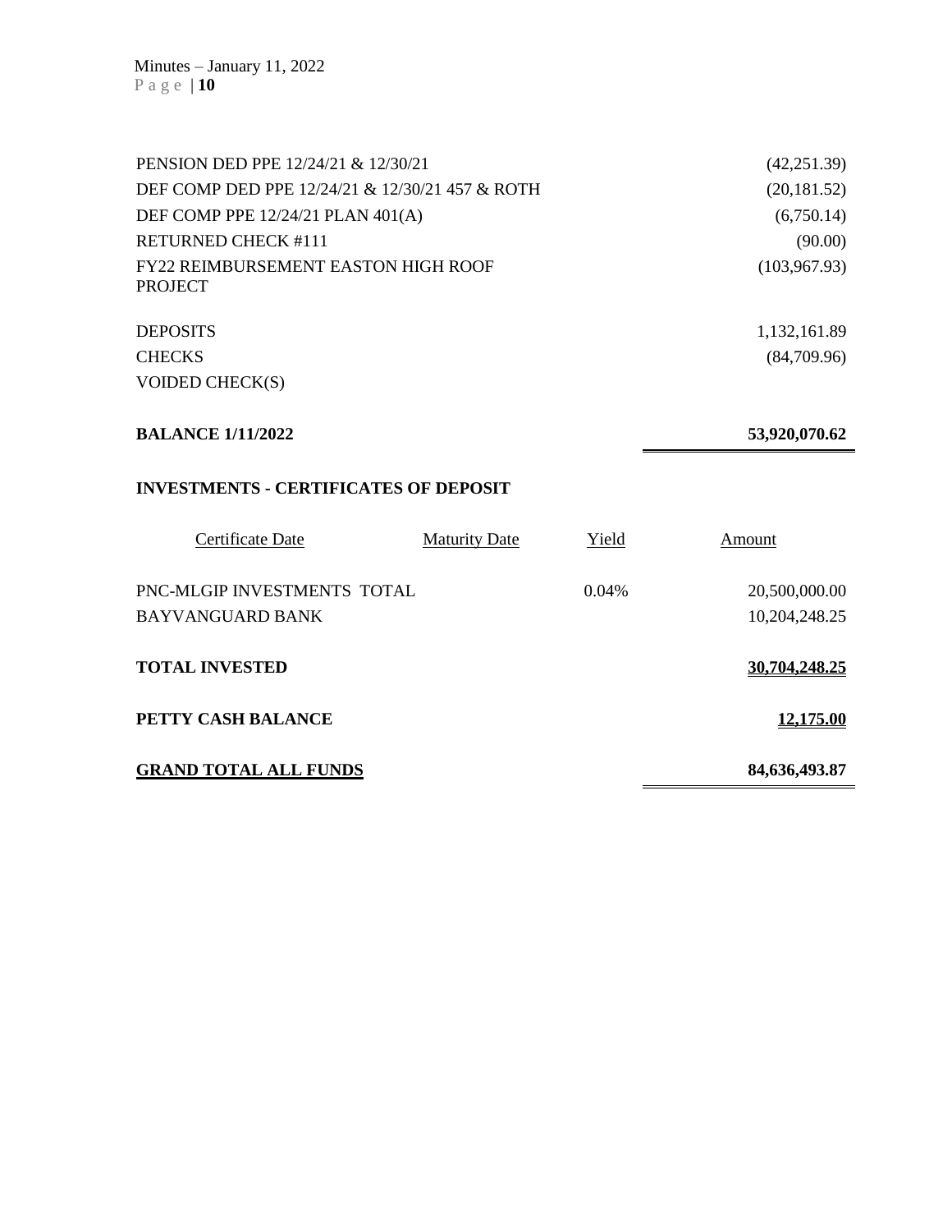| | |
|---|---|
| PENSION DED PPE 12/24/21 & 12/30/21 | (42,251.39) |
| DEF COMP DED PPE 12/24/21 & 12/30/21 457 & ROTH | (20,181.52) |
| DEF COMP PPE 12/24/21 PLAN 401(A) | (6,750.14) |
| RETURNED CHECK #111 | (90.00) |
| FY22 REIMBURSEMENT EASTON HIGH ROOF PROJECT | (103,967.93) |
| DEPOSITS | 1,132,161.89 |
| CHECKS | (84,709.96) |
| VOIDED CHECK(S) | |
| **BALANCE 1/11/2022** | **53,920,070.62** |

**INVESTMENTS - CERTIFICATES OF DEPOSIT**

| Certificate Date | Maturity Date | Yield | Amount |
|---|---|---|---|
| PNC-MLGIP INVESTMENTS TOTAL | | 0.04% | 20,500,000.00 |
| BAYVANGUARD BANK | | | 10,204,248.25 |
| **TOTAL INVESTED** | | | **30,704,248.25** |
| **PETTY CASH BALANCE** | | | **12,175.00** |
| **GRAND TOTAL ALL FUNDS** | | | **84,636,493.87** |